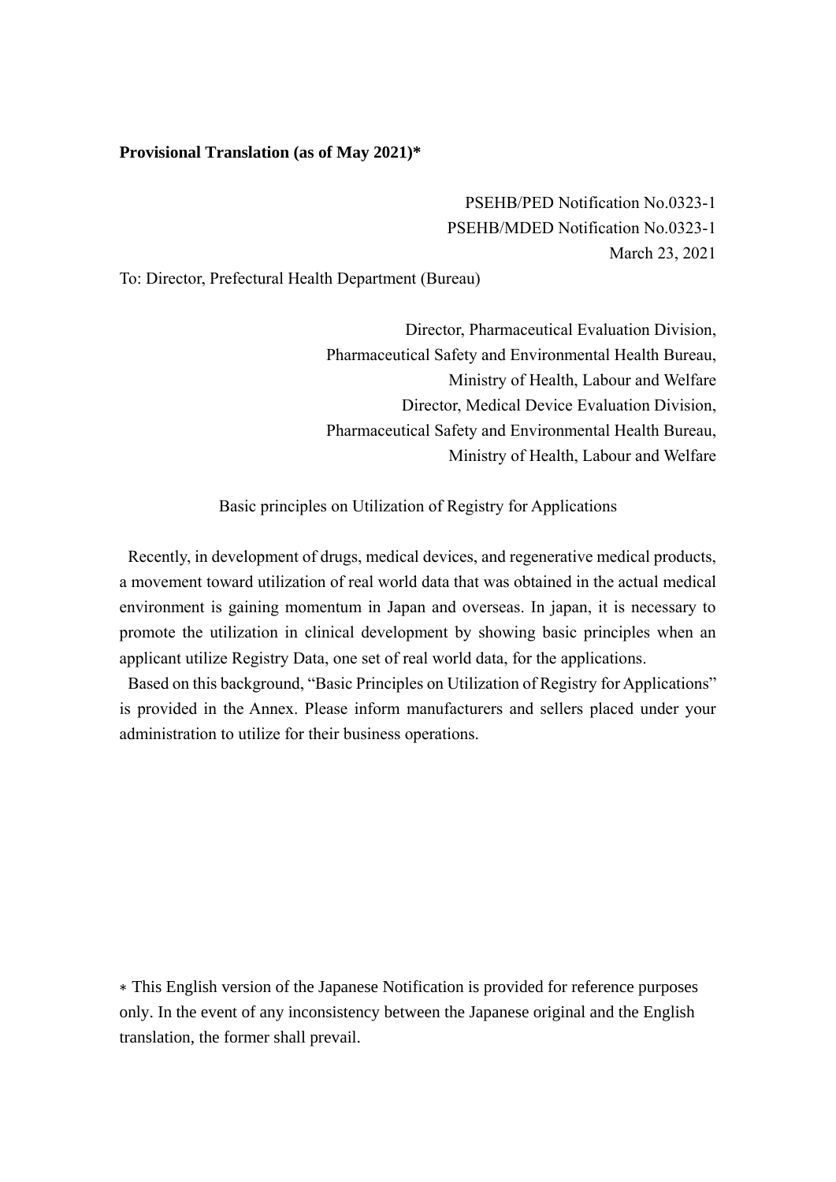**Provisional Translation (as of May 2021)***

PSEHB/PED Notification No.0323-1
PSEHB/MDED Notification No.0323-1
March 23, 2021

To: Director, Prefectural Health Department (Bureau)

Director, Pharmaceutical Evaluation Division,
Pharmaceutical Safety and Environmental Health Bureau,
Ministry of Health, Labour and Welfare
Director, Medical Device Evaluation Division,
Pharmaceutical Safety and Environmental Health Bureau,
Ministry of Health, Labour and Welfare

Basic principles on Utilization of Registry for Applications

Recently, in development of drugs, medical devices, and regenerative medical products, a movement toward utilization of real world data that was obtained in the actual medical environment is gaining momentum in Japan and overseas. In japan, it is necessary to promote the utilization in clinical development by showing basic principles when an applicant utilize Registry Data, one set of real world data, for the applications.

Based on this background, "Basic Principles on Utilization of Registry for Applications" is provided in the Annex. Please inform manufacturers and sellers placed under your administration to utilize for their business operations.

* This English version of the Japanese Notification is provided for reference purposes only. In the event of any inconsistency between the Japanese original and the English translation, the former shall prevail.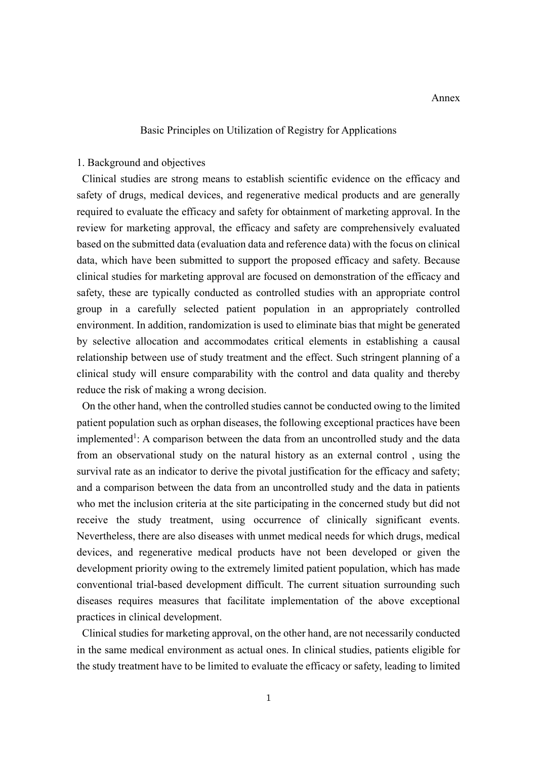Annex

# Basic Principles on Utilization of Registry for Applications

## 1. Background and objectives

Clinical studies are strong means to establish scientific evidence on the efficacy and safety of drugs, medical devices, and regenerative medical products and are generally required to evaluate the efficacy and safety for obtainment of marketing approval. In the review for marketing approval, the efficacy and safety are comprehensively evaluated based on the submitted data (evaluation data and reference data) with the focus on clinical data, which have been submitted to support the proposed efficacy and safety. Because clinical studies for marketing approval are focused on demonstration of the efficacy and safety, these are typically conducted as controlled studies with an appropriate control group in a carefully selected patient population in an appropriately controlled environment. In addition, randomization is used to eliminate bias that might be generated by selective allocation and accommodates critical elements in establishing a causal relationship between use of study treatment and the effect. Such stringent planning of a clinical study will ensure comparability with the control and data quality and thereby reduce the risk of making a wrong decision.

On the other hand, when the controlled studies cannot be conducted owing to the limited patient population such as orphan diseases, the following exceptional practices have been implemented[1]: A comparison between the data from an uncontrolled study and the data from an observational study on the natural history as an external control , using the survival rate as an indicator to derive the pivotal justification for the efficacy and safety; and a comparison between the data from an uncontrolled study and the data in patients who met the inclusion criteria at the site participating in the concerned study but did not receive the study treatment, using occurrence of clinically significant events. Nevertheless, there are also diseases with unmet medical needs for which drugs, medical devices, and regenerative medical products have not been developed or given the development priority owing to the extremely limited patient population, which has made conventional trial-based development difficult. The current situation surrounding such diseases requires measures that facilitate implementation of the above exceptional practices in clinical development.

Clinical studies for marketing approval, on the other hand, are not necessarily conducted in the same medical environment as actual ones. In clinical studies, patients eligible for the study treatment have to be limited to evaluate the efficacy or safety, leading to limited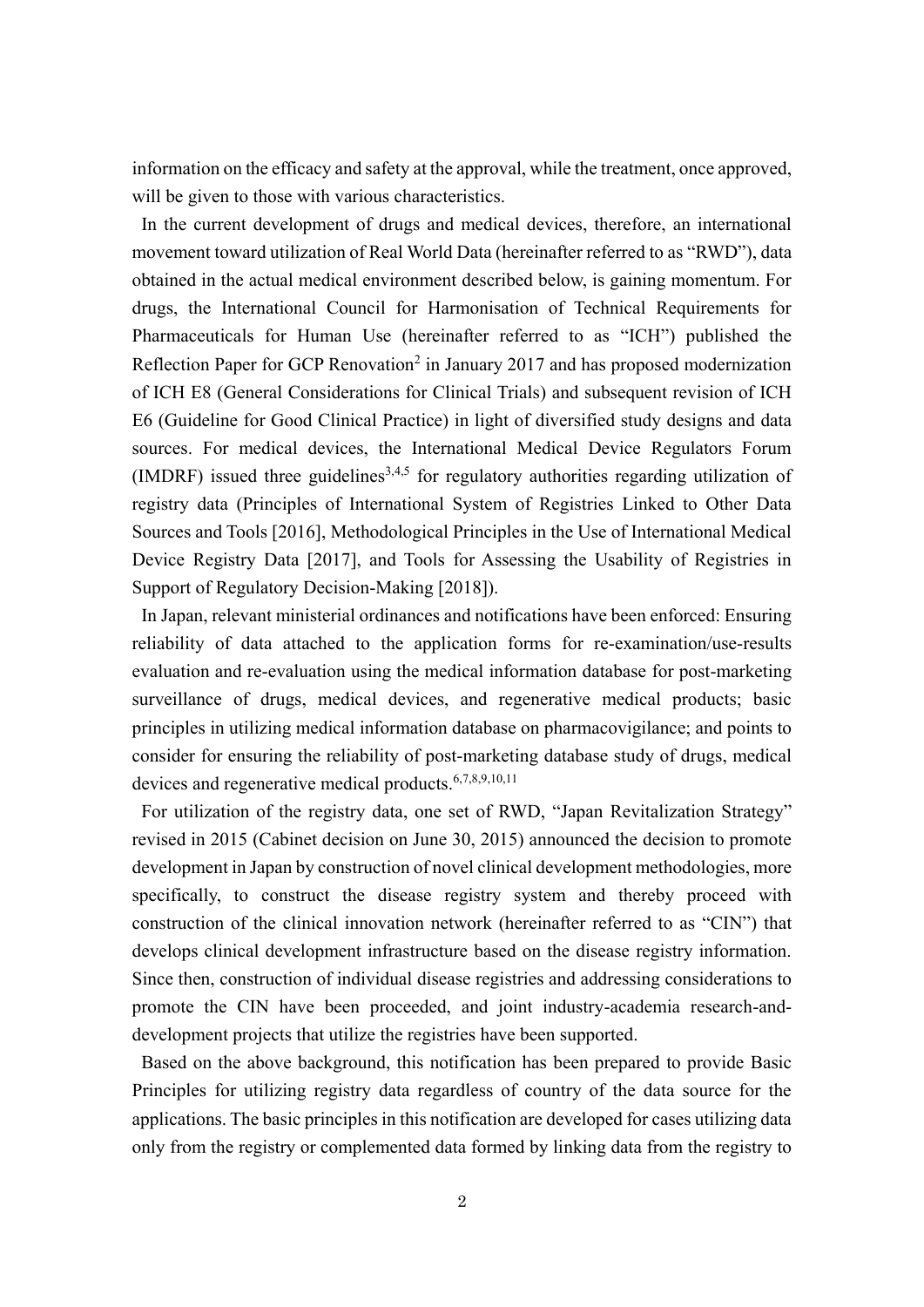information on the efficacy and safety at the approval, while the treatment, once approved, will be given to those with various characteristics.

In the current development of drugs and medical devices, therefore, an international movement toward utilization of Real World Data (hereinafter referred to as "RWD"), data obtained in the actual medical environment described below, is gaining momentum. For drugs, the International Council for Harmonisation of Technical Requirements for Pharmaceuticals for Human Use (hereinafter referred to as "ICH") published the Reflection Paper for GCP Renovation[2] in January 2017 and has proposed modernization of ICH E8 (General Considerations for Clinical Trials) and subsequent revision of ICH E6 (Guideline for Good Clinical Practice) in light of diversified study designs and data sources. For medical devices, the International Medical Device Regulators Forum (IMDRF) issued three guidelines[3,4,5] for regulatory authorities regarding utilization of registry data (Principles of International System of Registries Linked to Other Data Sources and Tools [2016], Methodological Principles in the Use of International Medical Device Registry Data [2017], and Tools for Assessing the Usability of Registries in Support of Regulatory Decision-Making [2018]).

In Japan, relevant ministerial ordinances and notifications have been enforced: Ensuring reliability of data attached to the application forms for re-examination/use-results evaluation and re-evaluation using the medical information database for post-marketing surveillance of drugs, medical devices, and regenerative medical products; basic principles in utilizing medical information database on pharmacovigilance; and points to consider for ensuring the reliability of post-marketing database study of drugs, medical devices and regenerative medical products.[6,7,8,9,10,11]

For utilization of the registry data, one set of RWD, "Japan Revitalization Strategy" revised in 2015 (Cabinet decision on June 30, 2015) announced the decision to promote development in Japan by construction of novel clinical development methodologies, more specifically, to construct the disease registry system and thereby proceed with construction of the clinical innovation network (hereinafter referred to as "CIN") that develops clinical development infrastructure based on the disease registry information. Since then, construction of individual disease registries and addressing considerations to promote the CIN have been proceeded, and joint industry-academia research-and-development projects that utilize the registries have been supported.

Based on the above background, this notification has been prepared to provide Basic Principles for utilizing registry data regardless of country of the data source for the applications. The basic principles in this notification are developed for cases utilizing data only from the registry or complemented data formed by linking data from the registry to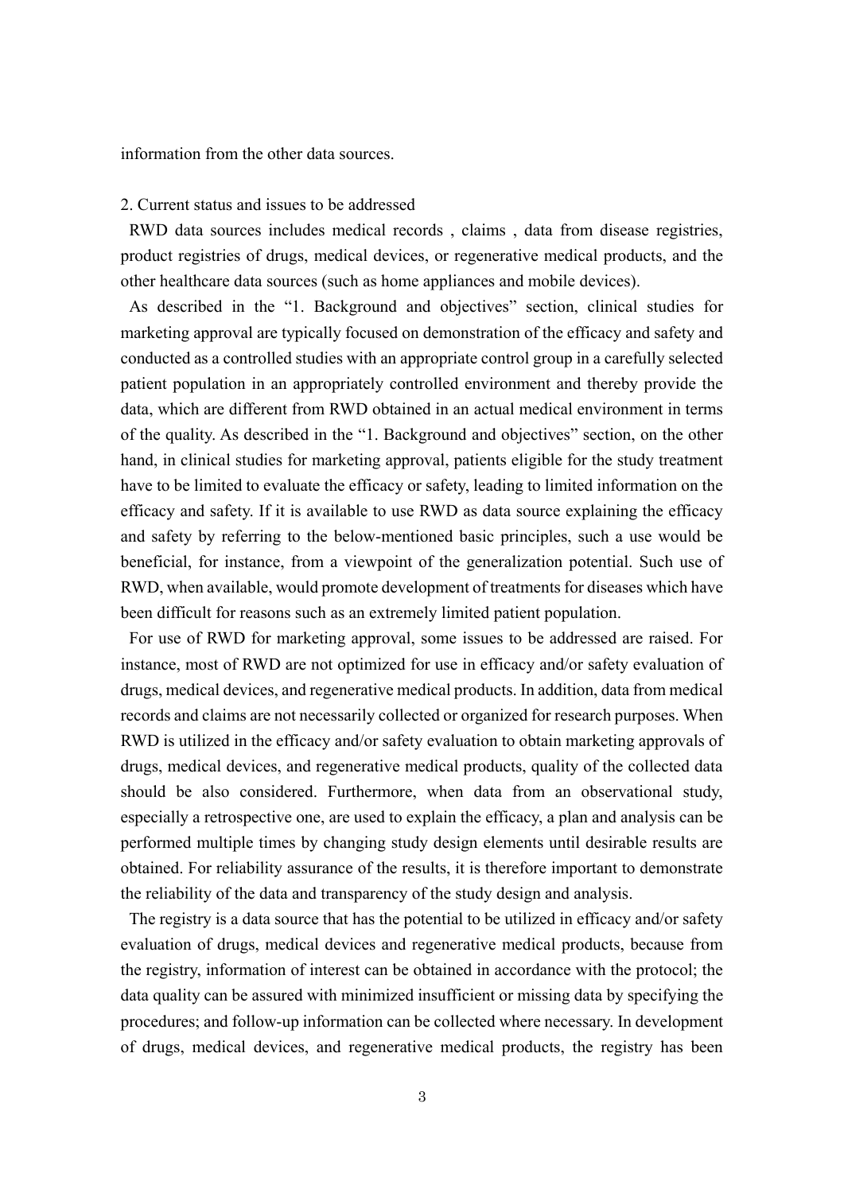information from the other data sources.

## 2. Current status and issues to be addressed

RWD data sources includes medical records , claims , data from disease registries, product registries of drugs, medical devices, or regenerative medical products, and the other healthcare data sources (such as home appliances and mobile devices).

As described in the "1. Background and objectives" section, clinical studies for marketing approval are typically focused on demonstration of the efficacy and safety and conducted as a controlled studies with an appropriate control group in a carefully selected patient population in an appropriately controlled environment and thereby provide the data, which are different from RWD obtained in an actual medical environment in terms of the quality. As described in the "1. Background and objectives" section, on the other hand, in clinical studies for marketing approval, patients eligible for the study treatment have to be limited to evaluate the efficacy or safety, leading to limited information on the efficacy and safety. If it is available to use RWD as data source explaining the efficacy and safety by referring to the below-mentioned basic principles, such a use would be beneficial, for instance, from a viewpoint of the generalization potential. Such use of RWD, when available, would promote development of treatments for diseases which have been difficult for reasons such as an extremely limited patient population.

For use of RWD for marketing approval, some issues to be addressed are raised. For instance, most of RWD are not optimized for use in efficacy and/or safety evaluation of drugs, medical devices, and regenerative medical products. In addition, data from medical records and claims are not necessarily collected or organized for research purposes. When RWD is utilized in the efficacy and/or safety evaluation to obtain marketing approvals of drugs, medical devices, and regenerative medical products, quality of the collected data should be also considered. Furthermore, when data from an observational study, especially a retrospective one, are used to explain the efficacy, a plan and analysis can be performed multiple times by changing study design elements until desirable results are obtained. For reliability assurance of the results, it is therefore important to demonstrate the reliability of the data and transparency of the study design and analysis.

The registry is a data source that has the potential to be utilized in efficacy and/or safety evaluation of drugs, medical devices and regenerative medical products, because from the registry, information of interest can be obtained in accordance with the protocol; the data quality can be assured with minimized insufficient or missing data by specifying the procedures; and follow-up information can be collected where necessary. In development of drugs, medical devices, and regenerative medical products, the registry has been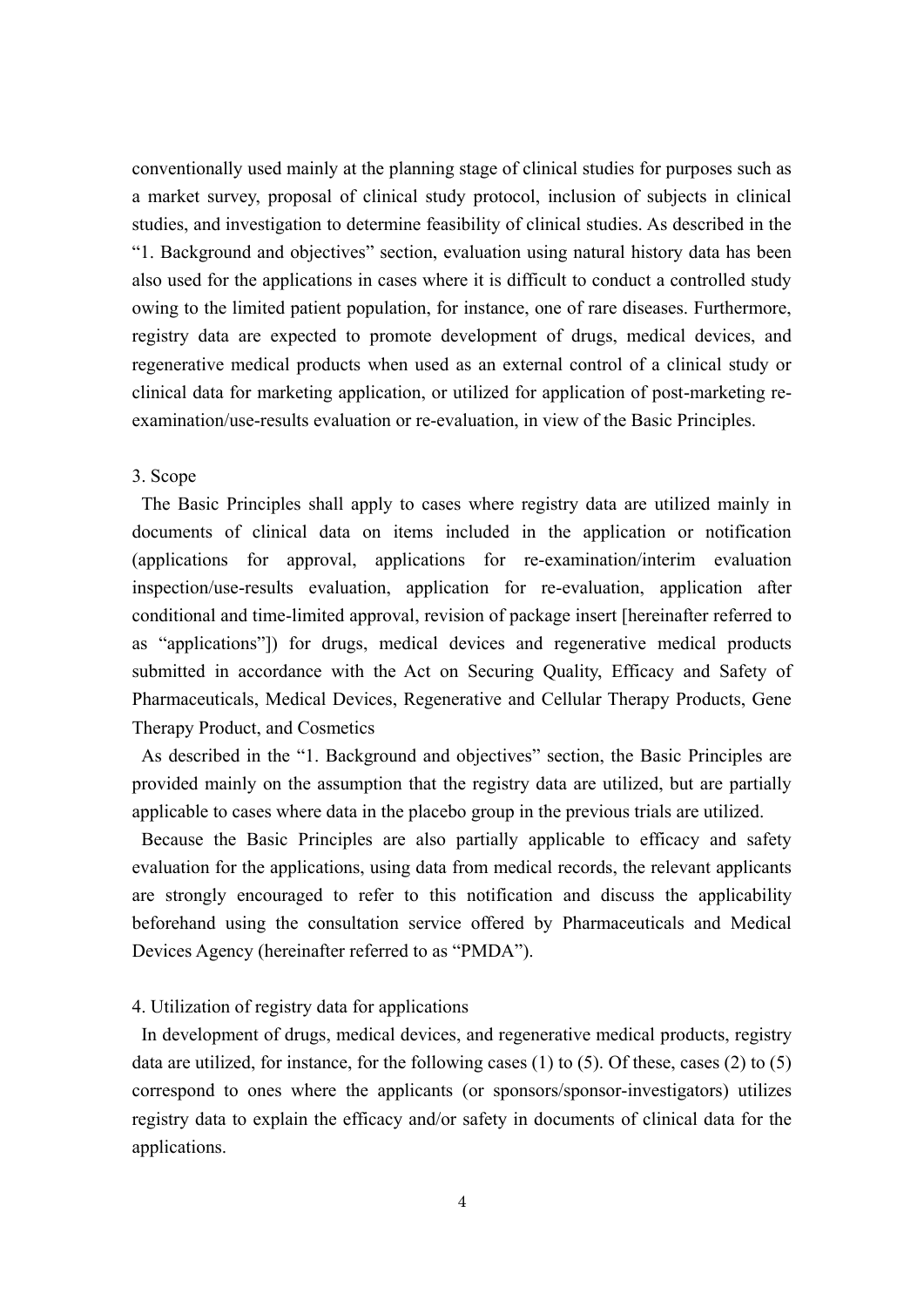conventionally used mainly at the planning stage of clinical studies for purposes such as a market survey, proposal of clinical study protocol, inclusion of subjects in clinical studies, and investigation to determine feasibility of clinical studies. As described in the "1. Background and objectives" section, evaluation using natural history data has been also used for the applications in cases where it is difficult to conduct a controlled study owing to the limited patient population, for instance, one of rare diseases. Furthermore, registry data are expected to promote development of drugs, medical devices, and regenerative medical products when used as an external control of a clinical study or clinical data for marketing application, or utilized for application of post-marketing re-examination/use-results evaluation or re-evaluation, in view of the Basic Principles.

## 3. Scope

The Basic Principles shall apply to cases where registry data are utilized mainly in documents of clinical data on items included in the application or notification (applications for approval, applications for re-examination/interim evaluation inspection/use-results evaluation, application for re-evaluation, application after conditional and time-limited approval, revision of package insert [hereinafter referred to as "applications"]) for drugs, medical devices and regenerative medical products submitted in accordance with the Act on Securing Quality, Efficacy and Safety of Pharmaceuticals, Medical Devices, Regenerative and Cellular Therapy Products, Gene Therapy Product, and Cosmetics

As described in the "1. Background and objectives" section, the Basic Principles are provided mainly on the assumption that the registry data are utilized, but are partially applicable to cases where data in the placebo group in the previous trials are utilized.

Because the Basic Principles are also partially applicable to efficacy and safety evaluation for the applications, using data from medical records, the relevant applicants are strongly encouraged to refer to this notification and discuss the applicability beforehand using the consultation service offered by Pharmaceuticals and Medical Devices Agency (hereinafter referred to as "PMDA").

## 4. Utilization of registry data for applications

In development of drugs, medical devices, and regenerative medical products, registry data are utilized, for instance, for the following cases (1) to (5). Of these, cases (2) to (5) correspond to ones where the applicants (or sponsors/sponsor-investigators) utilizes registry data to explain the efficacy and/or safety in documents of clinical data for the applications.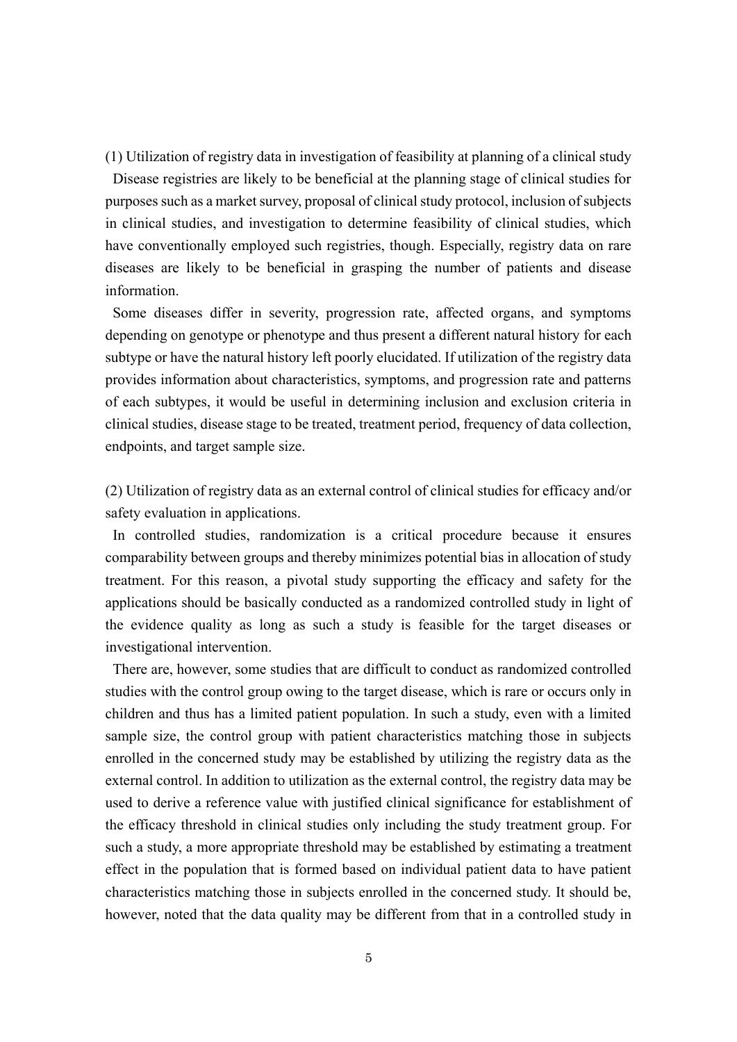(1) Utilization of registry data in investigation of feasibility at planning of a clinical study

Disease registries are likely to be beneficial at the planning stage of clinical studies for purposes such as a market survey, proposal of clinical study protocol, inclusion of subjects in clinical studies, and investigation to determine feasibility of clinical studies, which have conventionally employed such registries, though. Especially, registry data on rare diseases are likely to be beneficial in grasping the number of patients and disease information.

Some diseases differ in severity, progression rate, affected organs, and symptoms depending on genotype or phenotype and thus present a different natural history for each subtype or have the natural history left poorly elucidated. If utilization of the registry data provides information about characteristics, symptoms, and progression rate and patterns of each subtypes, it would be useful in determining inclusion and exclusion criteria in clinical studies, disease stage to be treated, treatment period, frequency of data collection, endpoints, and target sample size.

(2) Utilization of registry data as an external control of clinical studies for efficacy and/or safety evaluation in applications.

In controlled studies, randomization is a critical procedure because it ensures comparability between groups and thereby minimizes potential bias in allocation of study treatment. For this reason, a pivotal study supporting the efficacy and safety for the applications should be basically conducted as a randomized controlled study in light of the evidence quality as long as such a study is feasible for the target diseases or investigational intervention.

There are, however, some studies that are difficult to conduct as randomized controlled studies with the control group owing to the target disease, which is rare or occurs only in children and thus has a limited patient population. In such a study, even with a limited sample size, the control group with patient characteristics matching those in subjects enrolled in the concerned study may be established by utilizing the registry data as the external control. In addition to utilization as the external control, the registry data may be used to derive a reference value with justified clinical significance for establishment of the efficacy threshold in clinical studies only including the study treatment group. For such a study, a more appropriate threshold may be established by estimating a treatment effect in the population that is formed based on individual patient data to have patient characteristics matching those in subjects enrolled in the concerned study. It should be, however, noted that the data quality may be different from that in a controlled study in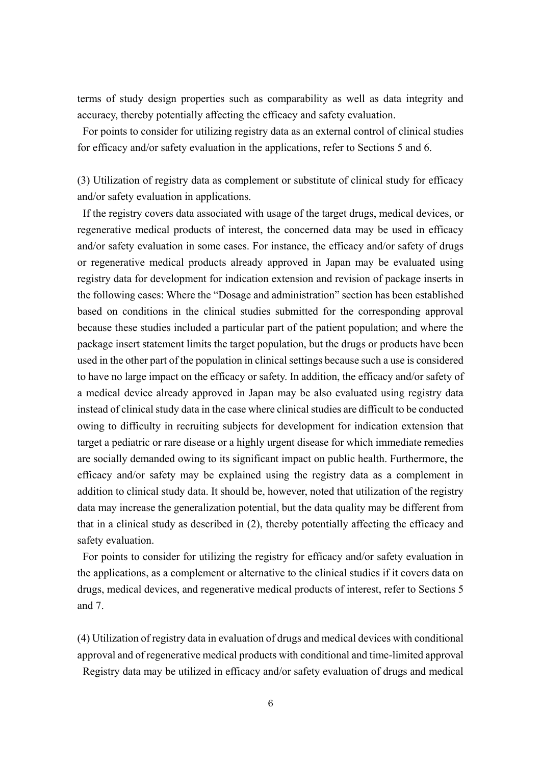terms of study design properties such as comparability as well as data integrity and accuracy, thereby potentially affecting the efficacy and safety evaluation.

For points to consider for utilizing registry data as an external control of clinical studies for efficacy and/or safety evaluation in the applications, refer to Sections 5 and 6.

(3) Utilization of registry data as complement or substitute of clinical study for efficacy and/or safety evaluation in applications.

If the registry covers data associated with usage of the target drugs, medical devices, or regenerative medical products of interest, the concerned data may be used in efficacy and/or safety evaluation in some cases. For instance, the efficacy and/or safety of drugs or regenerative medical products already approved in Japan may be evaluated using registry data for development for indication extension and revision of package inserts in the following cases: Where the "Dosage and administration" section has been established based on conditions in the clinical studies submitted for the corresponding approval because these studies included a particular part of the patient population; and where the package insert statement limits the target population, but the drugs or products have been used in the other part of the population in clinical settings because such a use is considered to have no large impact on the efficacy or safety. In addition, the efficacy and/or safety of a medical device already approved in Japan may be also evaluated using registry data instead of clinical study data in the case where clinical studies are difficult to be conducted owing to difficulty in recruiting subjects for development for indication extension that target a pediatric or rare disease or a highly urgent disease for which immediate remedies are socially demanded owing to its significant impact on public health. Furthermore, the efficacy and/or safety may be explained using the registry data as a complement in addition to clinical study data. It should be, however, noted that utilization of the registry data may increase the generalization potential, but the data quality may be different from that in a clinical study as described in (2), thereby potentially affecting the efficacy and safety evaluation.

For points to consider for utilizing the registry for efficacy and/or safety evaluation in the applications, as a complement or alternative to the clinical studies if it covers data on drugs, medical devices, and regenerative medical products of interest, refer to Sections 5 and 7.

(4) Utilization of registry data in evaluation of drugs and medical devices with conditional approval and of regenerative medical products with conditional and time-limited approval

Registry data may be utilized in efficacy and/or safety evaluation of drugs and medical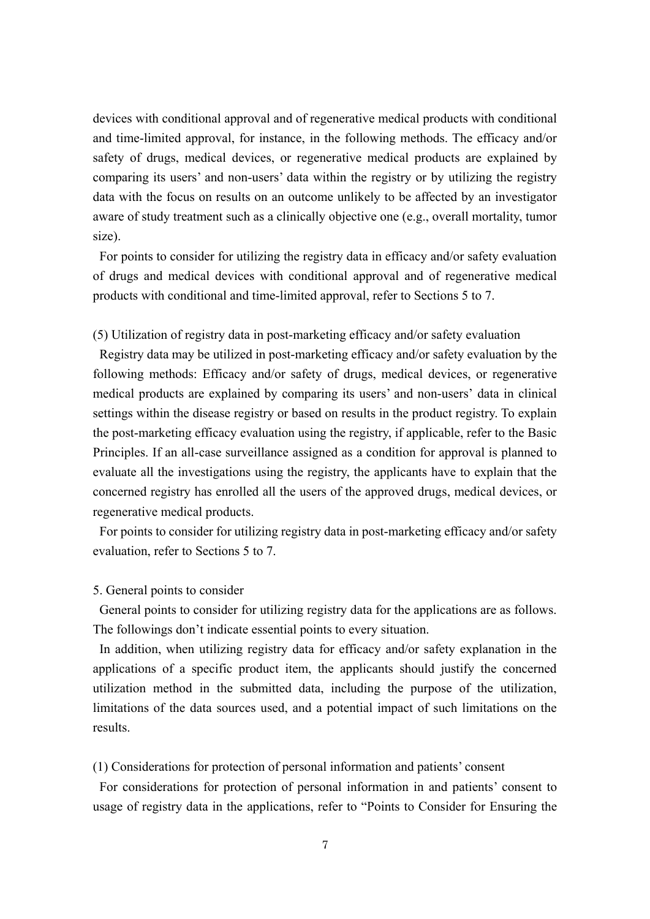devices with conditional approval and of regenerative medical products with conditional and time-limited approval, for instance, in the following methods. The efficacy and/or safety of drugs, medical devices, or regenerative medical products are explained by comparing its users' and non-users' data within the registry or by utilizing the registry data with the focus on results on an outcome unlikely to be affected by an investigator aware of study treatment such as a clinically objective one (e.g., overall mortality, tumor size).

For points to consider for utilizing the registry data in efficacy and/or safety evaluation of drugs and medical devices with conditional approval and of regenerative medical products with conditional and time-limited approval, refer to Sections 5 to 7.

(5) Utilization of registry data in post-marketing efficacy and/or safety evaluation

Registry data may be utilized in post-marketing efficacy and/or safety evaluation by the following methods: Efficacy and/or safety of drugs, medical devices, or regenerative medical products are explained by comparing its users' and non-users' data in clinical settings within the disease registry or based on results in the product registry. To explain the post-marketing efficacy evaluation using the registry, if applicable, refer to the Basic Principles. If an all-case surveillance assigned as a condition for approval is planned to evaluate all the investigations using the registry, the applicants have to explain that the concerned registry has enrolled all the users of the approved drugs, medical devices, or regenerative medical products.

For points to consider for utilizing registry data in post-marketing efficacy and/or safety evaluation, refer to Sections 5 to 7.

## 5. General points to consider

General points to consider for utilizing registry data for the applications are as follows. The followings don't indicate essential points to every situation.

In addition, when utilizing registry data for efficacy and/or safety explanation in the applications of a specific product item, the applicants should justify the concerned utilization method in the submitted data, including the purpose of the utilization, limitations of the data sources used, and a potential impact of such limitations on the results.

(1) Considerations for protection of personal information and patients' consent

For considerations for protection of personal information in and patients' consent to usage of registry data in the applications, refer to "Points to Consider for Ensuring the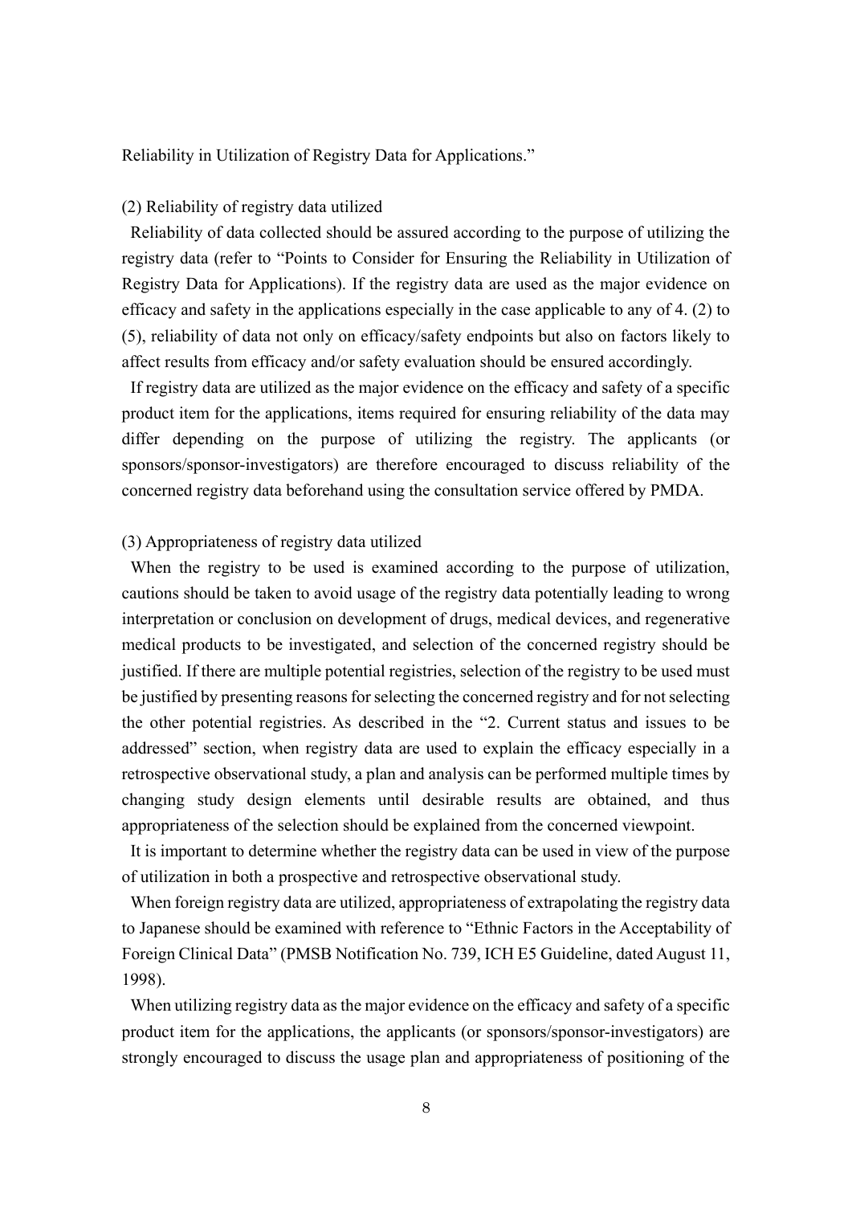Reliability in Utilization of Registry Data for Applications."

### (2) Reliability of registry data utilized

Reliability of data collected should be assured according to the purpose of utilizing the registry data (refer to "Points to Consider for Ensuring the Reliability in Utilization of Registry Data for Applications). If the registry data are used as the major evidence on efficacy and safety in the applications especially in the case applicable to any of 4. (2) to (5), reliability of data not only on efficacy/safety endpoints but also on factors likely to affect results from efficacy and/or safety evaluation should be ensured accordingly.

If registry data are utilized as the major evidence on the efficacy and safety of a specific product item for the applications, items required for ensuring reliability of the data may differ depending on the purpose of utilizing the registry. The applicants (or sponsors/sponsor-investigators) are therefore encouraged to discuss reliability of the concerned registry data beforehand using the consultation service offered by PMDA.

### (3) Appropriateness of registry data utilized

When the registry to be used is examined according to the purpose of utilization, cautions should be taken to avoid usage of the registry data potentially leading to wrong interpretation or conclusion on development of drugs, medical devices, and regenerative medical products to be investigated, and selection of the concerned registry should be justified. If there are multiple potential registries, selection of the registry to be used must be justified by presenting reasons for selecting the concerned registry and for not selecting the other potential registries. As described in the "2. Current status and issues to be addressed" section, when registry data are used to explain the efficacy especially in a retrospective observational study, a plan and analysis can be performed multiple times by changing study design elements until desirable results are obtained, and thus appropriateness of the selection should be explained from the concerned viewpoint.

It is important to determine whether the registry data can be used in view of the purpose of utilization in both a prospective and retrospective observational study.

When foreign registry data are utilized, appropriateness of extrapolating the registry data to Japanese should be examined with reference to "Ethnic Factors in the Acceptability of Foreign Clinical Data" (PMSB Notification No. 739, ICH E5 Guideline, dated August 11, 1998).

When utilizing registry data as the major evidence on the efficacy and safety of a specific product item for the applications, the applicants (or sponsors/sponsor-investigators) are strongly encouraged to discuss the usage plan and appropriateness of positioning of the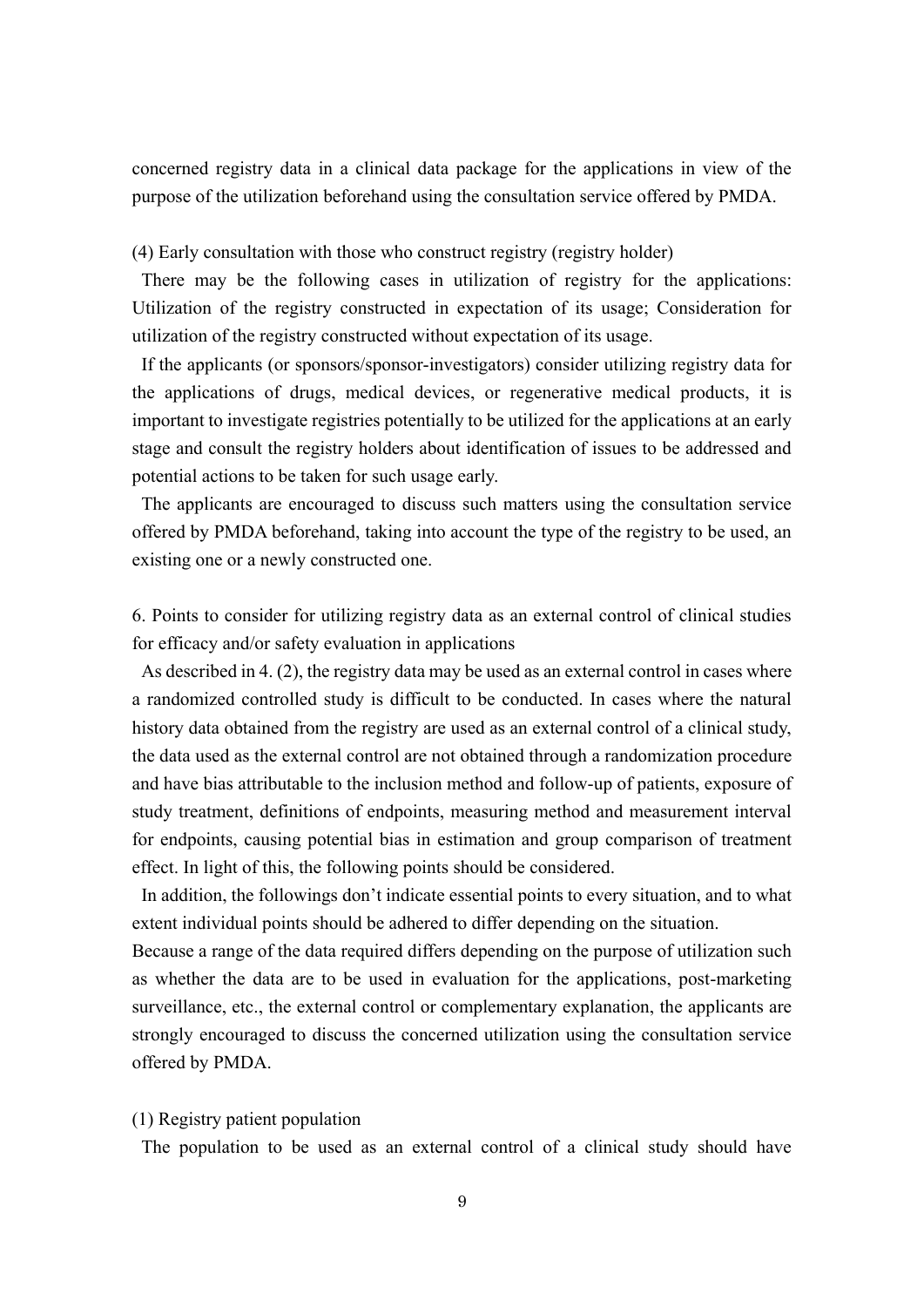concerned registry data in a clinical data package for the applications in view of the purpose of the utilization beforehand using the consultation service offered by PMDA.

### (4) Early consultation with those who construct registry (registry holder)

There may be the following cases in utilization of registry for the applications: Utilization of the registry constructed in expectation of its usage; Consideration for utilization of the registry constructed without expectation of its usage.

If the applicants (or sponsors/sponsor-investigators) consider utilizing registry data for the applications of drugs, medical devices, or regenerative medical products, it is important to investigate registries potentially to be utilized for the applications at an early stage and consult the registry holders about identification of issues to be addressed and potential actions to be taken for such usage early.

The applicants are encouraged to discuss such matters using the consultation service offered by PMDA beforehand, taking into account the type of the registry to be used, an existing one or a newly constructed one.

## 6. Points to consider for utilizing registry data as an external control of clinical studies for efficacy and/or safety evaluation in applications

As described in 4. (2), the registry data may be used as an external control in cases where a randomized controlled study is difficult to be conducted. In cases where the natural history data obtained from the registry are used as an external control of a clinical study, the data used as the external control are not obtained through a randomization procedure and have bias attributable to the inclusion method and follow-up of patients, exposure of study treatment, definitions of endpoints, measuring method and measurement interval for endpoints, causing potential bias in estimation and group comparison of treatment effect. In light of this, the following points should be considered.

In addition, the followings don't indicate essential points to every situation, and to what extent individual points should be adhered to differ depending on the situation.

Because a range of the data required differs depending on the purpose of utilization such as whether the data are to be used in evaluation for the applications, post-marketing surveillance, etc., the external control or complementary explanation, the applicants are strongly encouraged to discuss the concerned utilization using the consultation service offered by PMDA.

### (1) Registry patient population

The population to be used as an external control of a clinical study should have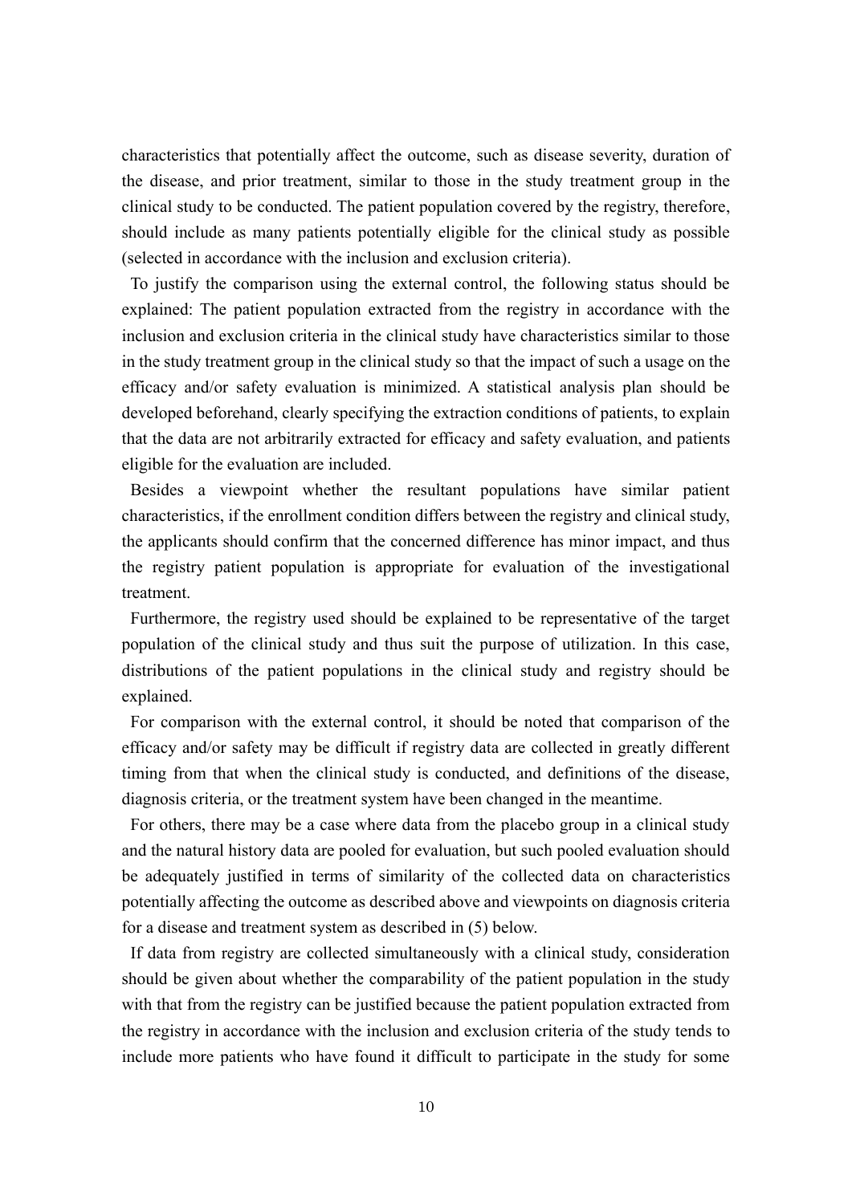characteristics that potentially affect the outcome, such as disease severity, duration of the disease, and prior treatment, similar to those in the study treatment group in the clinical study to be conducted. The patient population covered by the registry, therefore, should include as many patients potentially eligible for the clinical study as possible (selected in accordance with the inclusion and exclusion criteria).

To justify the comparison using the external control, the following status should be explained: The patient population extracted from the registry in accordance with the inclusion and exclusion criteria in the clinical study have characteristics similar to those in the study treatment group in the clinical study so that the impact of such a usage on the efficacy and/or safety evaluation is minimized. A statistical analysis plan should be developed beforehand, clearly specifying the extraction conditions of patients, to explain that the data are not arbitrarily extracted for efficacy and safety evaluation, and patients eligible for the evaluation are included.

Besides a viewpoint whether the resultant populations have similar patient characteristics, if the enrollment condition differs between the registry and clinical study, the applicants should confirm that the concerned difference has minor impact, and thus the registry patient population is appropriate for evaluation of the investigational treatment.

Furthermore, the registry used should be explained to be representative of the target population of the clinical study and thus suit the purpose of utilization. In this case, distributions of the patient populations in the clinical study and registry should be explained.

For comparison with the external control, it should be noted that comparison of the efficacy and/or safety may be difficult if registry data are collected in greatly different timing from that when the clinical study is conducted, and definitions of the disease, diagnosis criteria, or the treatment system have been changed in the meantime.

For others, there may be a case where data from the placebo group in a clinical study and the natural history data are pooled for evaluation, but such pooled evaluation should be adequately justified in terms of similarity of the collected data on characteristics potentially affecting the outcome as described above and viewpoints on diagnosis criteria for a disease and treatment system as described in (5) below.

If data from registry are collected simultaneously with a clinical study, consideration should be given about whether the comparability of the patient population in the study with that from the registry can be justified because the patient population extracted from the registry in accordance with the inclusion and exclusion criteria of the study tends to include more patients who have found it difficult to participate in the study for some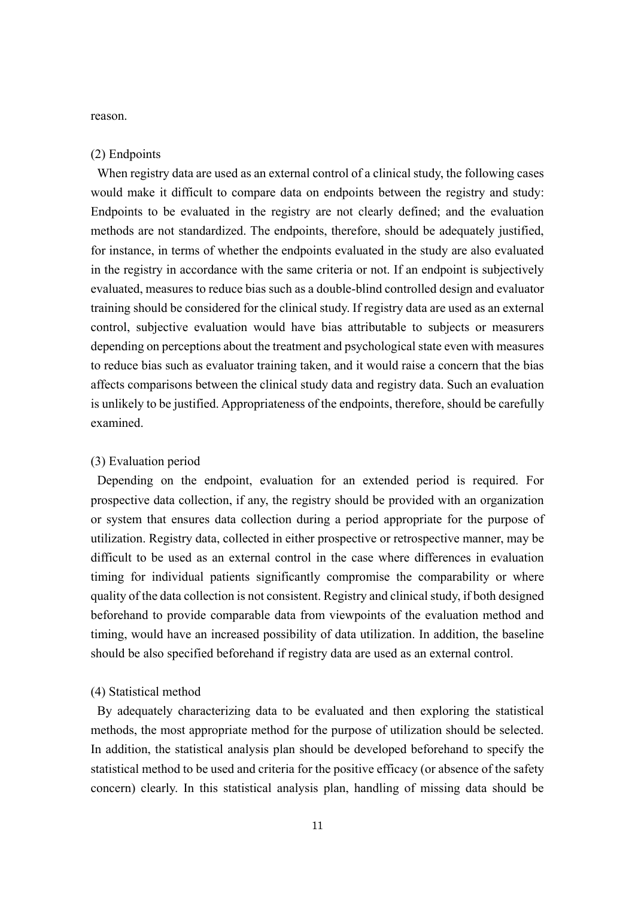reason.

(2) Endpoints

When registry data are used as an external control of a clinical study, the following cases would make it difficult to compare data on endpoints between the registry and study: Endpoints to be evaluated in the registry are not clearly defined; and the evaluation methods are not standardized. The endpoints, therefore, should be adequately justified, for instance, in terms of whether the endpoints evaluated in the study are also evaluated in the registry in accordance with the same criteria or not. If an endpoint is subjectively evaluated, measures to reduce bias such as a double-blind controlled design and evaluator training should be considered for the clinical study. If registry data are used as an external control, subjective evaluation would have bias attributable to subjects or measurers depending on perceptions about the treatment and psychological state even with measures to reduce bias such as evaluator training taken, and it would raise a concern that the bias affects comparisons between the clinical study data and registry data. Such an evaluation is unlikely to be justified. Appropriateness of the endpoints, therefore, should be carefully examined.

(3) Evaluation period

Depending on the endpoint, evaluation for an extended period is required. For prospective data collection, if any, the registry should be provided with an organization or system that ensures data collection during a period appropriate for the purpose of utilization. Registry data, collected in either prospective or retrospective manner, may be difficult to be used as an external control in the case where differences in evaluation timing for individual patients significantly compromise the comparability or where quality of the data collection is not consistent. Registry and clinical study, if both designed beforehand to provide comparable data from viewpoints of the evaluation method and timing, would have an increased possibility of data utilization. In addition, the baseline should be also specified beforehand if registry data are used as an external control.

(4) Statistical method

By adequately characterizing data to be evaluated and then exploring the statistical methods, the most appropriate method for the purpose of utilization should be selected. In addition, the statistical analysis plan should be developed beforehand to specify the statistical method to be used and criteria for the positive efficacy (or absence of the safety concern) clearly. In this statistical analysis plan, handling of missing data should be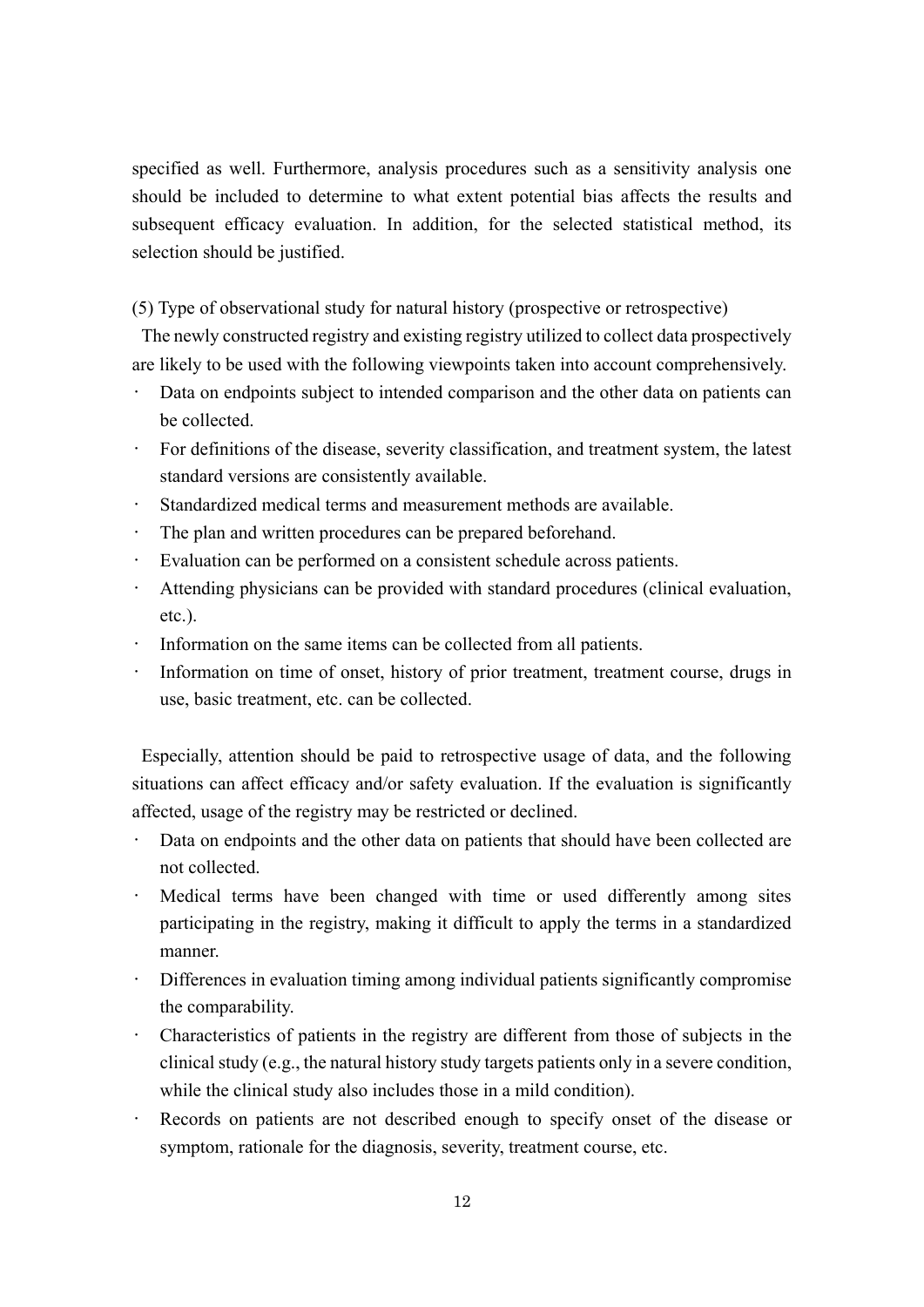specified as well. Furthermore, analysis procedures such as a sensitivity analysis one should be included to determine to what extent potential bias affects the results and subsequent efficacy evaluation. In addition, for the selected statistical method, its selection should be justified.

(5) Type of observational study for natural history (prospective or retrospective)

The newly constructed registry and existing registry utilized to collect data prospectively are likely to be used with the following viewpoints taken into account comprehensively.

- Data on endpoints subject to intended comparison and the other data on patients can be collected.
- For definitions of the disease, severity classification, and treatment system, the latest standard versions are consistently available.
- Standardized medical terms and measurement methods are available.
- The plan and written procedures can be prepared beforehand.
- Evaluation can be performed on a consistent schedule across patients.
- Attending physicians can be provided with standard procedures (clinical evaluation, etc.).
- Information on the same items can be collected from all patients.
- Information on time of onset, history of prior treatment, treatment course, drugs in use, basic treatment, etc. can be collected.

Especially, attention should be paid to retrospective usage of data, and the following situations can affect efficacy and/or safety evaluation. If the evaluation is significantly affected, usage of the registry may be restricted or declined.

- Data on endpoints and the other data on patients that should have been collected are not collected.
- Medical terms have been changed with time or used differently among sites participating in the registry, making it difficult to apply the terms in a standardized manner.
- Differences in evaluation timing among individual patients significantly compromise the comparability.
- Characteristics of patients in the registry are different from those of subjects in the clinical study (e.g., the natural history study targets patients only in a severe condition, while the clinical study also includes those in a mild condition).
- Records on patients are not described enough to specify onset of the disease or symptom, rationale for the diagnosis, severity, treatment course, etc.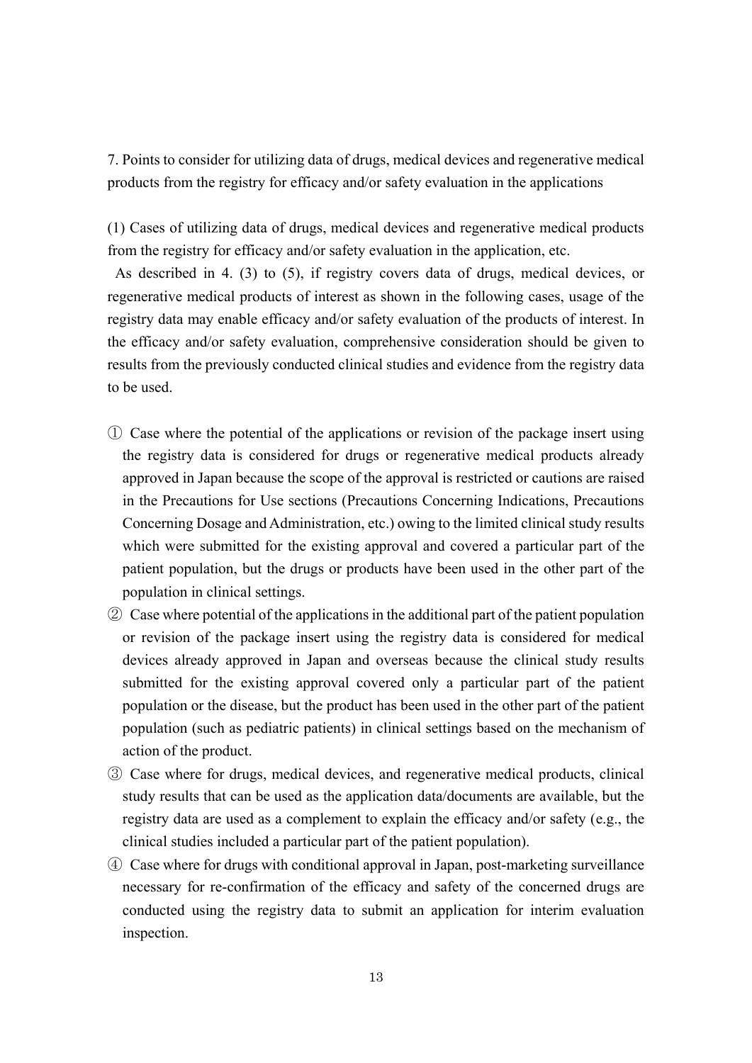## 7. Points to consider for utilizing data of drugs, medical devices and regenerative medical products from the registry for efficacy and/or safety evaluation in the applications

### (1) Cases of utilizing data of drugs, medical devices and regenerative medical products from the registry for efficacy and/or safety evaluation in the application, etc.

As described in 4. (3) to (5), if registry covers data of drugs, medical devices, or regenerative medical products of interest as shown in the following cases, usage of the registry data may enable efficacy and/or safety evaluation of the products of interest. In the efficacy and/or safety evaluation, comprehensive consideration should be given to results from the previously conducted clinical studies and evidence from the registry data to be used.

① Case where the potential of the applications or revision of the package insert using the registry data is considered for drugs or regenerative medical products already approved in Japan because the scope of the approval is restricted or cautions are raised in the Precautions for Use sections (Precautions Concerning Indications, Precautions Concerning Dosage and Administration, etc.) owing to the limited clinical study results which were submitted for the existing approval and covered a particular part of the patient population, but the drugs or products have been used in the other part of the population in clinical settings.

② Case where potential of the applications in the additional part of the patient population or revision of the package insert using the registry data is considered for medical devices already approved in Japan and overseas because the clinical study results submitted for the existing approval covered only a particular part of the patient population or the disease, but the product has been used in the other part of the patient population (such as pediatric patients) in clinical settings based on the mechanism of action of the product.

③ Case where for drugs, medical devices, and regenerative medical products, clinical study results that can be used as the application data/documents are available, but the registry data are used as a complement to explain the efficacy and/or safety (e.g., the clinical studies included a particular part of the patient population).

④ Case where for drugs with conditional approval in Japan, post-marketing surveillance necessary for re-confirmation of the efficacy and safety of the concerned drugs are conducted using the registry data to submit an application for interim evaluation inspection.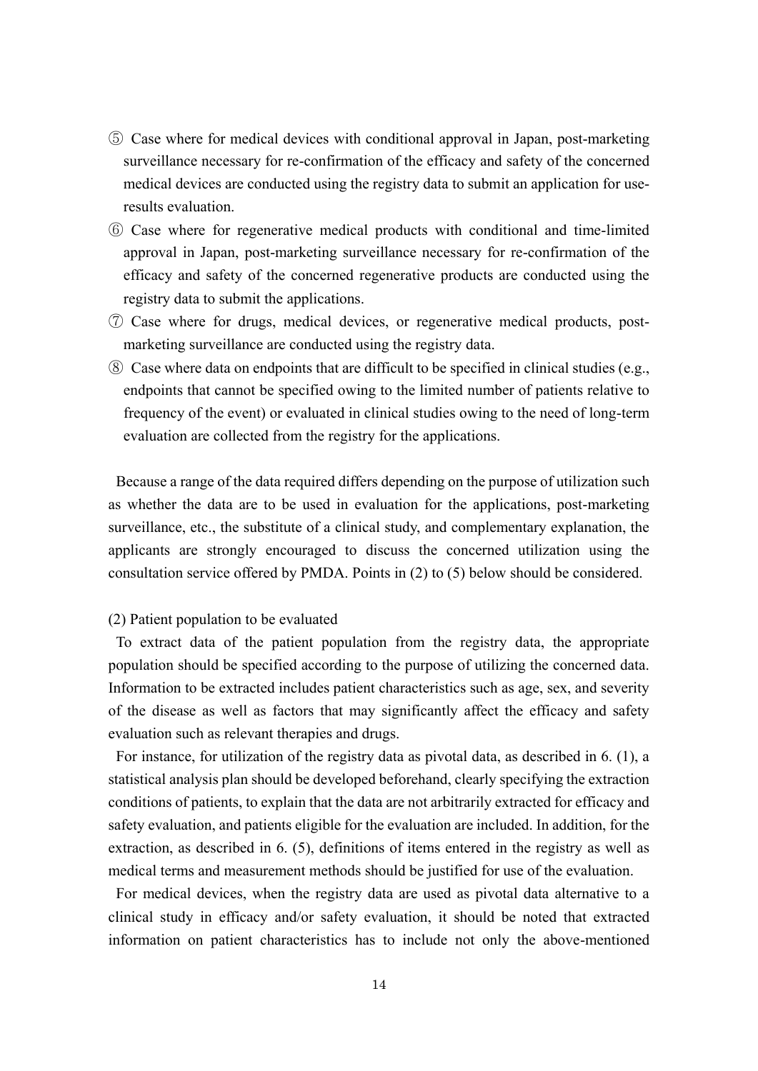⑤ Case where for medical devices with conditional approval in Japan, post-marketing surveillance necessary for re-confirmation of the efficacy and safety of the concerned medical devices are conducted using the registry data to submit an application for use-results evaluation.

⑥ Case where for regenerative medical products with conditional and time-limited approval in Japan, post-marketing surveillance necessary for re-confirmation of the efficacy and safety of the concerned regenerative products are conducted using the registry data to submit the applications.

⑦ Case where for drugs, medical devices, or regenerative medical products, post-marketing surveillance are conducted using the registry data.

⑧ Case where data on endpoints that are difficult to be specified in clinical studies (e.g., endpoints that cannot be specified owing to the limited number of patients relative to frequency of the event) or evaluated in clinical studies owing to the need of long-term evaluation are collected from the registry for the applications.

Because a range of the data required differs depending on the purpose of utilization such as whether the data are to be used in evaluation for the applications, post-marketing surveillance, etc., the substitute of a clinical study, and complementary explanation, the applicants are strongly encouraged to discuss the concerned utilization using the consultation service offered by PMDA. Points in (2) to (5) below should be considered.

(2) Patient population to be evaluated

To extract data of the patient population from the registry data, the appropriate population should be specified according to the purpose of utilizing the concerned data. Information to be extracted includes patient characteristics such as age, sex, and severity of the disease as well as factors that may significantly affect the efficacy and safety evaluation such as relevant therapies and drugs.

For instance, for utilization of the registry data as pivotal data, as described in 6. (1), a statistical analysis plan should be developed beforehand, clearly specifying the extraction conditions of patients, to explain that the data are not arbitrarily extracted for efficacy and safety evaluation, and patients eligible for the evaluation are included. In addition, for the extraction, as described in 6. (5), definitions of items entered in the registry as well as medical terms and measurement methods should be justified for use of the evaluation.

For medical devices, when the registry data are used as pivotal data alternative to a clinical study in efficacy and/or safety evaluation, it should be noted that extracted information on patient characteristics has to include not only the above-mentioned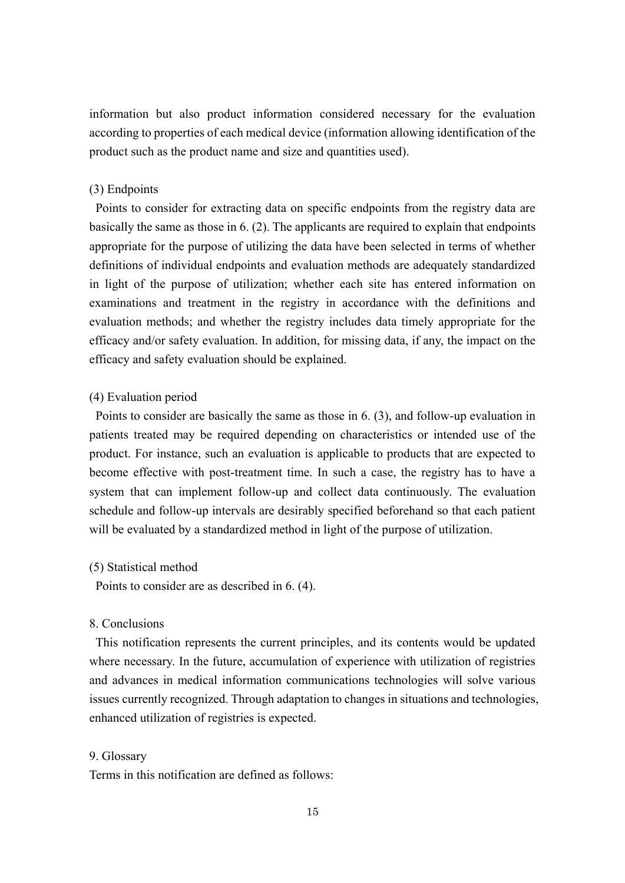information but also product information considered necessary for the evaluation according to properties of each medical device (information allowing identification of the product such as the product name and size and quantities used).

(3) Endpoints

Points to consider for extracting data on specific endpoints from the registry data are basically the same as those in 6. (2). The applicants are required to explain that endpoints appropriate for the purpose of utilizing the data have been selected in terms of whether definitions of individual endpoints and evaluation methods are adequately standardized in light of the purpose of utilization; whether each site has entered information on examinations and treatment in the registry in accordance with the definitions and evaluation methods; and whether the registry includes data timely appropriate for the efficacy and/or safety evaluation. In addition, for missing data, if any, the impact on the efficacy and safety evaluation should be explained.

(4) Evaluation period

Points to consider are basically the same as those in 6. (3), and follow-up evaluation in patients treated may be required depending on characteristics or intended use of the product. For instance, such an evaluation is applicable to products that are expected to become effective with post-treatment time. In such a case, the registry has to have a system that can implement follow-up and collect data continuously. The evaluation schedule and follow-up intervals are desirably specified beforehand so that each patient will be evaluated by a standardized method in light of the purpose of utilization.

(5) Statistical method

Points to consider are as described in 6. (4).

8. Conclusions

This notification represents the current principles, and its contents would be updated where necessary. In the future, accumulation of experience with utilization of registries and advances in medical information communications technologies will solve various issues currently recognized. Through adaptation to changes in situations and technologies, enhanced utilization of registries is expected.

9. Glossary

Terms in this notification are defined as follows: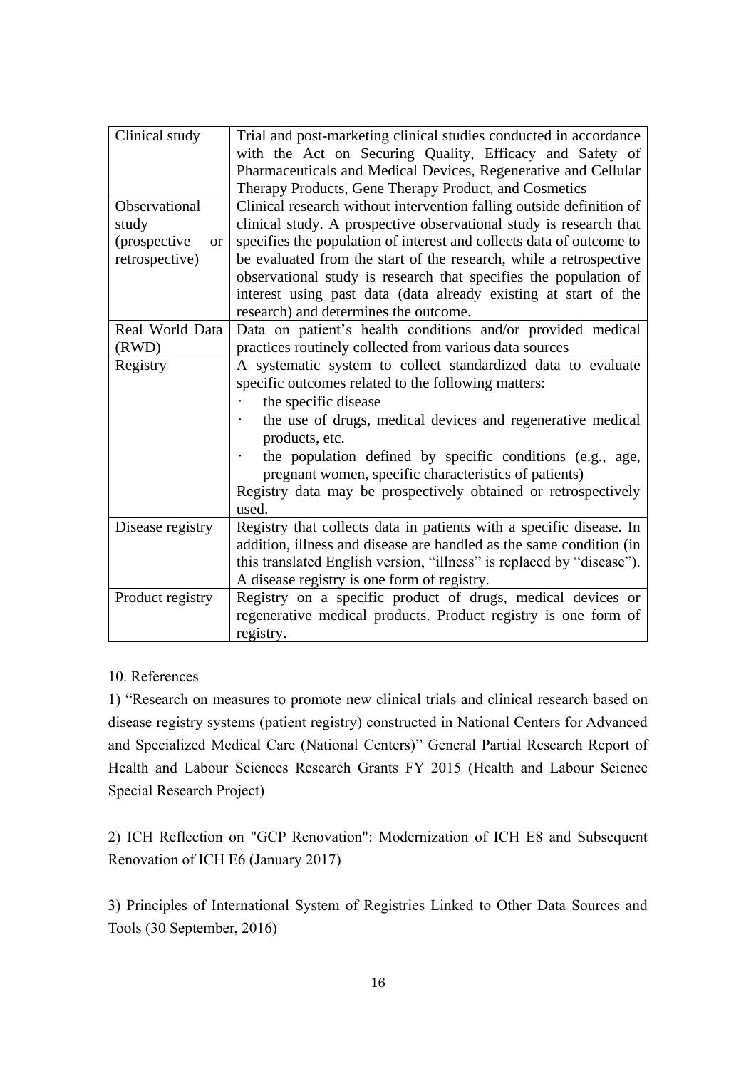| Clinical study | Trial and post-marketing clinical studies conducted in accordance with the Act on Securing Quality, Efficacy and Safety of Pharmaceuticals and Medical Devices, Regenerative and Cellular Therapy Products, Gene Therapy Product, and Cosmetics |
|---|---|
| Observational study (prospective or retrospective) | Clinical research without intervention falling outside definition of clinical study. A prospective observational study is research that specifies the population of interest and collects data of outcome to be evaluated from the start of the research, while a retrospective observational study is research that specifies the population of interest using past data (data already existing at start of the research) and determines the outcome. |
| Real World Data (RWD) | Data on patient's health conditions and/or provided medical practices routinely collected from various data sources |
| Registry | A systematic system to collect standardized data to evaluate specific outcomes related to the following matters:<br>· the specific disease<br>· the use of drugs, medical devices and regenerative medical products, etc.<br>· the population defined by specific conditions (e.g., age, pregnant women, specific characteristics of patients)<br>Registry data may be prospectively obtained or retrospectively used. |
| Disease registry | Registry that collects data in patients with a specific disease. In addition, illness and disease are handled as the same condition (in this translated English version, "illness" is replaced by "disease"). A disease registry is one form of registry. |
| Product registry | Registry on a specific product of drugs, medical devices or regenerative medical products. Product registry is one form of registry. |

10. References

1) "Research on measures to promote new clinical trials and clinical research based on disease registry systems (patient registry) constructed in National Centers for Advanced and Specialized Medical Care (National Centers)" General Partial Research Report of Health and Labour Sciences Research Grants FY 2015 (Health and Labour Science Special Research Project)

2) ICH Reflection on "GCP Renovation": Modernization of ICH E8 and Subsequent Renovation of ICH E6 (January 2017)

3) Principles of International System of Registries Linked to Other Data Sources and Tools (30 September, 2016)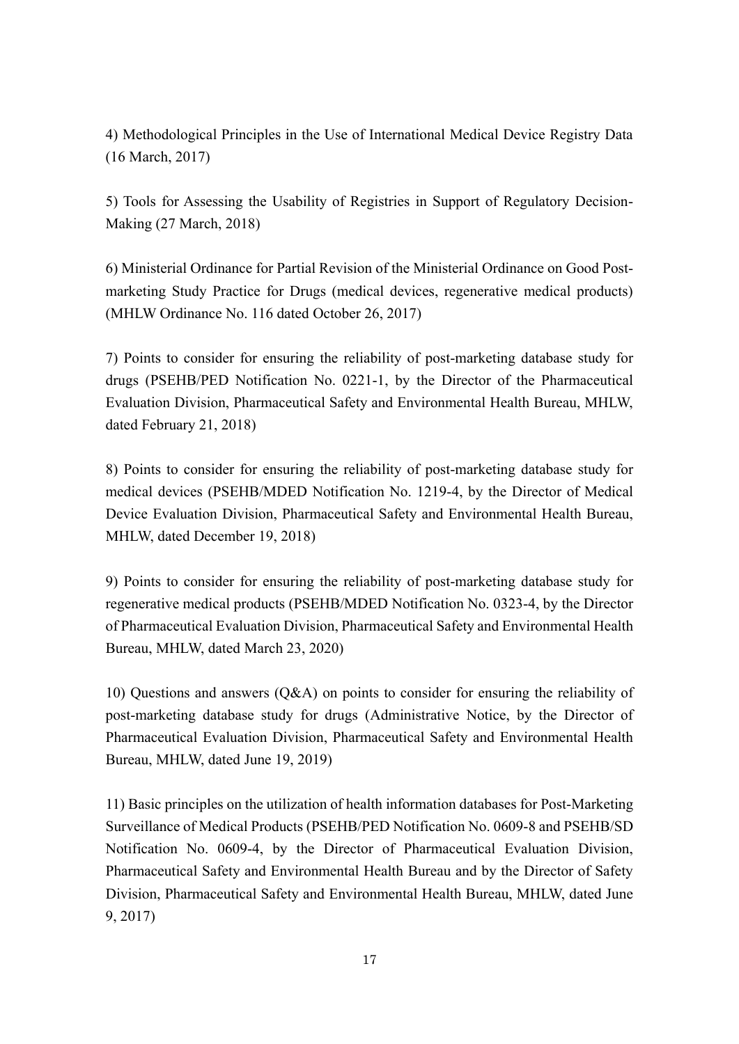4) Methodological Principles in the Use of International Medical Device Registry Data (16 March, 2017)

5) Tools for Assessing the Usability of Registries in Support of Regulatory Decision-Making (27 March, 2018)

6) Ministerial Ordinance for Partial Revision of the Ministerial Ordinance on Good Post-marketing Study Practice for Drugs (medical devices, regenerative medical products) (MHLW Ordinance No. 116 dated October 26, 2017)

7) Points to consider for ensuring the reliability of post-marketing database study for drugs (PSEHB/PED Notification No. 0221-1, by the Director of the Pharmaceutical Evaluation Division, Pharmaceutical Safety and Environmental Health Bureau, MHLW, dated February 21, 2018)

8) Points to consider for ensuring the reliability of post-marketing database study for medical devices (PSEHB/MDED Notification No. 1219-4, by the Director of Medical Device Evaluation Division, Pharmaceutical Safety and Environmental Health Bureau, MHLW, dated December 19, 2018)

9) Points to consider for ensuring the reliability of post-marketing database study for regenerative medical products (PSEHB/MDED Notification No. 0323-4, by the Director of Pharmaceutical Evaluation Division, Pharmaceutical Safety and Environmental Health Bureau, MHLW, dated March 23, 2020)

10) Questions and answers (Q&A) on points to consider for ensuring the reliability of post-marketing database study for drugs (Administrative Notice, by the Director of Pharmaceutical Evaluation Division, Pharmaceutical Safety and Environmental Health Bureau, MHLW, dated June 19, 2019)

11) Basic principles on the utilization of health information databases for Post-Marketing Surveillance of Medical Products (PSEHB/PED Notification No. 0609-8 and PSEHB/SD Notification No. 0609-4, by the Director of Pharmaceutical Evaluation Division, Pharmaceutical Safety and Environmental Health Bureau and by the Director of Safety Division, Pharmaceutical Safety and Environmental Health Bureau, MHLW, dated June 9, 2017)